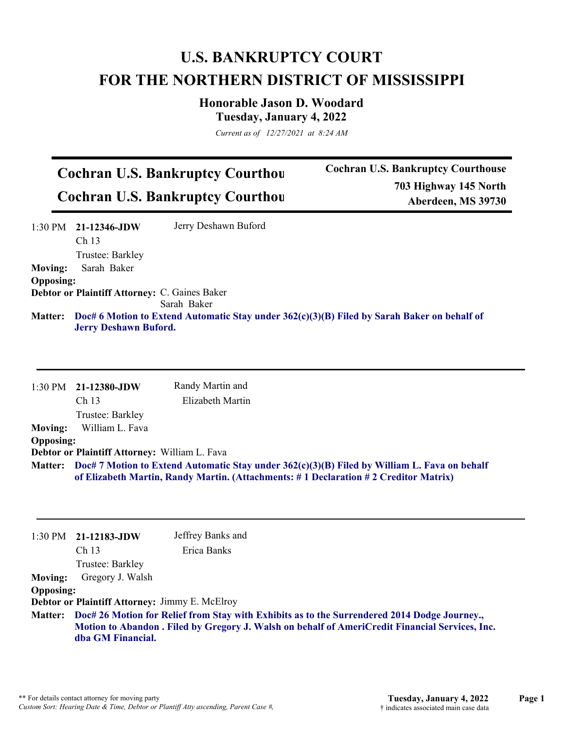# U.S. BANKRUPTCY COURT
# FOR THE NORTHERN DISTRICT OF MISSISSIPPI

## Honorable Jason D. Woodard
### Tuesday, January 4, 2022

*Current as of 12/27/2021 at 8:24 AM*

---

**Cochran U.S. Bankruptcy Courthou**
**Cochran U.S. Bankruptcy Courthou**

**Cochran U.S. Bankruptcy Courthouse**
**703 Highway 145 North**
**Aberdeen, MS 39730**

---

1:30 PM **21-12346-JDW** Jerry Deshawn Buford
Ch 13
Trustee: Barkley

**Moving:** Sarah Baker
**Opposing:**
**Debtor or Plaintiff Attorney:** C. Gaines Baker
Sarah Baker

**Matter:** **Doc# 6 Motion to Extend Automatic Stay under 362(c)(3)(B) Filed by Sarah Baker on behalf of Jerry Deshawn Buford.**

---

1:30 PM **21-12380-JDW** Randy Martin and
Elizabeth Martin
Ch 13
Trustee: Barkley

**Moving:** William L. Fava
**Opposing:**
**Debtor or Plaintiff Attorney:** William L. Fava

**Matter:** **Doc# 7 Motion to Extend Automatic Stay under 362(c)(3)(B) Filed by William L. Fava on behalf of Elizabeth Martin, Randy Martin. (Attachments: # 1 Declaration # 2 Creditor Matrix)**

---

1:30 PM **21-12183-JDW** Jeffrey Banks and
Erica Banks
Ch 13
Trustee: Barkley

**Moving:** Gregory J. Walsh
**Opposing:**
**Debtor or Plaintiff Attorney:** Jimmy E. McElroy

**Matter:** **Doc# 26 Motion for Relief from Stay with Exhibits as to the Surrendered 2014 Dodge Journey., Motion to Abandon . Filed by Gregory J. Walsh on behalf of AmeriCredit Financial Services, Inc. dba GM Financial.**

---

** For details contact attorney for moving party
*Custom Sort: Hearing Date & Time, Debtor or Plantiff Atty ascending, Parent Case #,*

† indicates associated main case data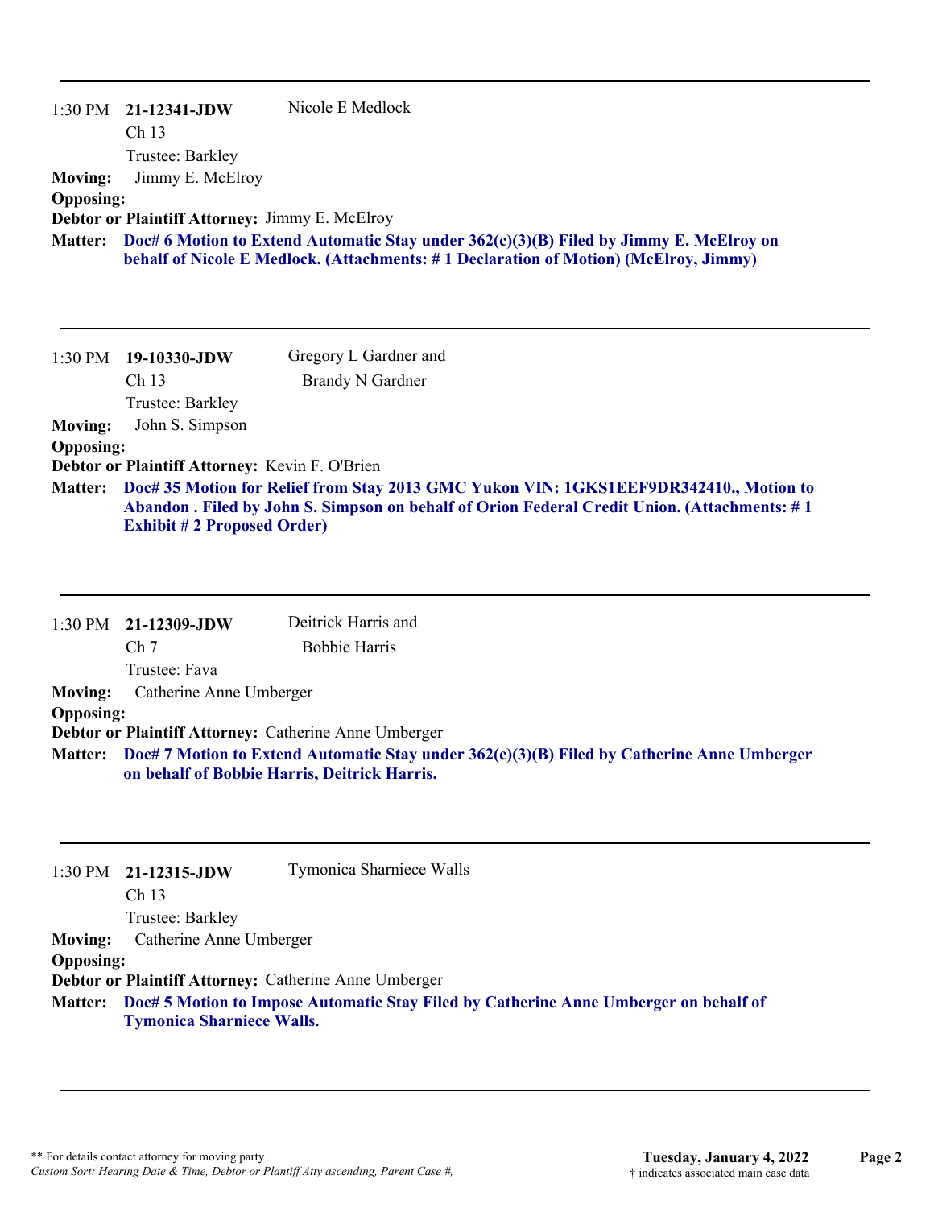---

1:30 PM **21-12341-JDW** Nicole E Medlock
Ch 13
Trustee: Barkley

**Moving:** Jimmy E. McElroy
**Opposing:**
**Debtor or Plaintiff Attorney:** Jimmy E. McElroy
**Matter:** **Doc# 6 Motion to Extend Automatic Stay under 362(c)(3)(B) Filed by Jimmy E. McElroy on behalf of Nicole E Medlock. (Attachments: # 1 Declaration of Motion) (McElroy, Jimmy)**

---

1:30 PM **19-10330-JDW** Gregory L Gardner and Brandy N Gardner
Ch 13
Trustee: Barkley

**Moving:** John S. Simpson
**Opposing:**
**Debtor or Plaintiff Attorney:** Kevin F. O'Brien
**Matter:** **Doc# 35 Motion for Relief from Stay 2013 GMC Yukon VIN: 1GKS1EEF9DR342410., Motion to Abandon . Filed by John S. Simpson on behalf of Orion Federal Credit Union. (Attachments: # 1 Exhibit # 2 Proposed Order)**

---

1:30 PM **21-12309-JDW** Deitrick Harris and Bobbie Harris
Ch 7
Trustee: Fava

**Moving:** Catherine Anne Umberger
**Opposing:**
**Debtor or Plaintiff Attorney:** Catherine Anne Umberger
**Matter:** **Doc# 7 Motion to Extend Automatic Stay under 362(c)(3)(B) Filed by Catherine Anne Umberger on behalf of Bobbie Harris, Deitrick Harris.**

---

1:30 PM **21-12315-JDW** Tymonica Sharniece Walls
Ch 13
Trustee: Barkley

**Moving:** Catherine Anne Umberger
**Opposing:**
**Debtor or Plaintiff Attorney:** Catherine Anne Umberger
**Matter:** **Doc# 5 Motion to Impose Automatic Stay Filed by Catherine Anne Umberger on behalf of Tymonica Sharniece Walls.**

---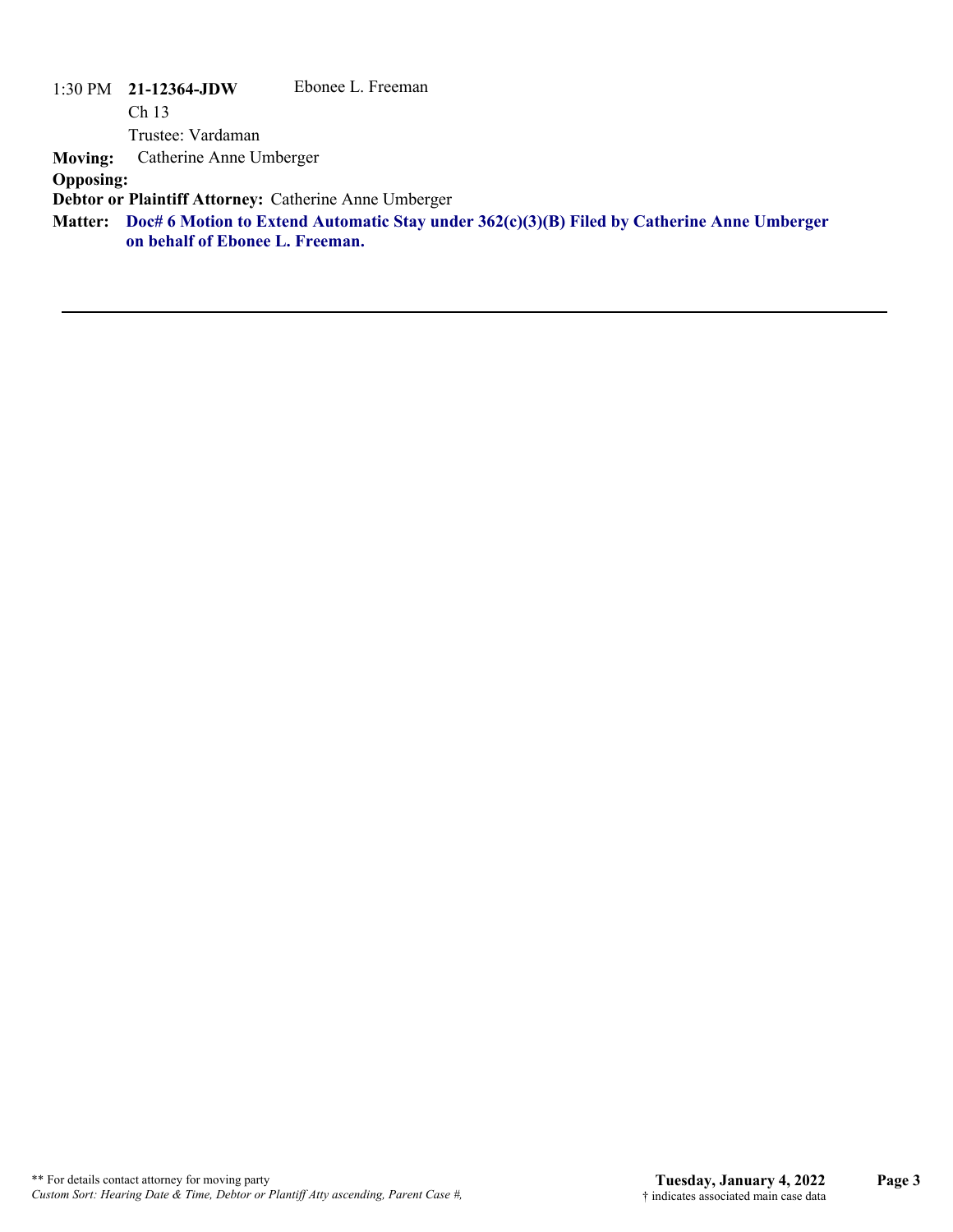1:30 PM **21-12364-JDW** Ebonee L. Freeman

Ch 13

Trustee: Vardaman

**Moving:** Catherine Anne Umberger

**Opposing:**

**Debtor or Plaintiff Attorney:** Catherine Anne Umberger

**Matter:** **Doc# 6 Motion to Extend Automatic Stay under 362(c)(3)(B) Filed by Catherine Anne Umberger on behalf of Ebonee L. Freeman.**

---

\*\* For details contact attorney for moving party

*Custom Sort: Hearing Date & Time, Debtor or Plantiff Atty ascending, Parent Case #,*

**Tuesday, January 4, 2022**

† indicates associated main case data